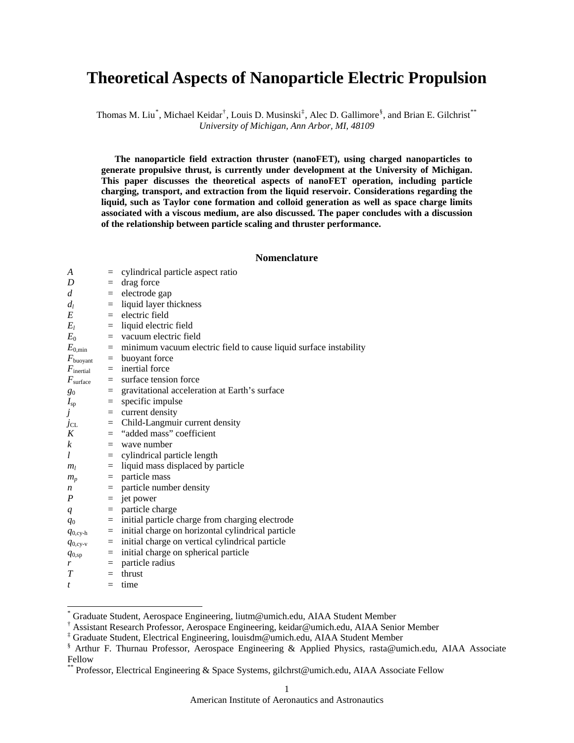# Theoretical Aspects of Nanoparticle Electric Propulsion

Thomas M. Liu[*], Michael Keidar[†], Louis D. Musinski[‡], Alec D. Gallimore[§], and Brian E. Gilchrist[**]
*University of Michigan, Ann Arbor, MI, 48109*

**The nanoparticle field extraction thruster (nanoFET), using charged nanoparticles to generate propulsive thrust, is currently under development at the University of Michigan. This paper discusses the theoretical aspects of nanoFET operation, including particle charging, transport, and extraction from the liquid reservoir. Considerations regarding the liquid, such as Taylor cone formation and colloid generation as well as space charge limits associated with a viscous medium, are also discussed. The paper concludes with a discussion of the relationship between particle scaling and thruster performance.**

## Nomenclature

| | | |
|---|---|---|
| $A$ | = | cylindrical particle aspect ratio |
| $D$ | = | drag force |
| $d$ | = | electrode gap |
| $d_l$ | = | liquid layer thickness |
| $E$ | = | electric field |
| $E_l$ | = | liquid electric field |
| $E_0$ | = | vacuum electric field |
| $E_{0,\min}$ | = | minimum vacuum electric field to cause liquid surface instability |
| $F_{\text{buoyant}}$ | = | buoyant force |
| $F_{\text{inertial}}$ | = | inertial force |
| $F_{\text{surface}}$ | = | surface tension force |
| $g_0$ | = | gravitational acceleration at Earth's surface |
| $I_{\text{sp}}$ | = | specific impulse |
| $j$ | = | current density |
| $j_{\text{CL}}$ | = | Child-Langmuir current density |
| $K$ | = | "added mass" coefficient |
| $k$ | = | wave number |
| $l$ | = | cylindrical particle length |
| $m_l$ | = | liquid mass displaced by particle |
| $m_p$ | = | particle mass |
| $n$ | = | particle number density |
| $P$ | = | jet power |
| $q$ | = | particle charge |
| $q_0$ | = | initial particle charge from charging electrode |
| $q_{0,\text{cy-h}}$ | = | initial charge on horizontal cylindrical particle |
| $q_{0,\text{cy-v}}$ | = | initial charge on vertical cylindrical particle |
| $q_{0,\text{sp}}$ | = | initial charge on spherical particle |
| $r$ | = | particle radius |
| $T$ | = | thrust |
| $t$ | = | time |

[*] Graduate Student, Aerospace Engineering, liutm@umich.edu, AIAA Student Member

[†] Assistant Research Professor, Aerospace Engineering, keidar@umich.edu, AIAA Senior Member

[‡] Graduate Student, Electrical Engineering, louisdm@umich.edu, AIAA Student Member

[§] Arthur F. Thurnau Professor, Aerospace Engineering & Applied Physics, rasta@umich.edu, AIAA Associate Fellow

[**] Professor, Electrical Engineering & Space Systems, gilchrst@umich.edu, AIAA Associate Fellow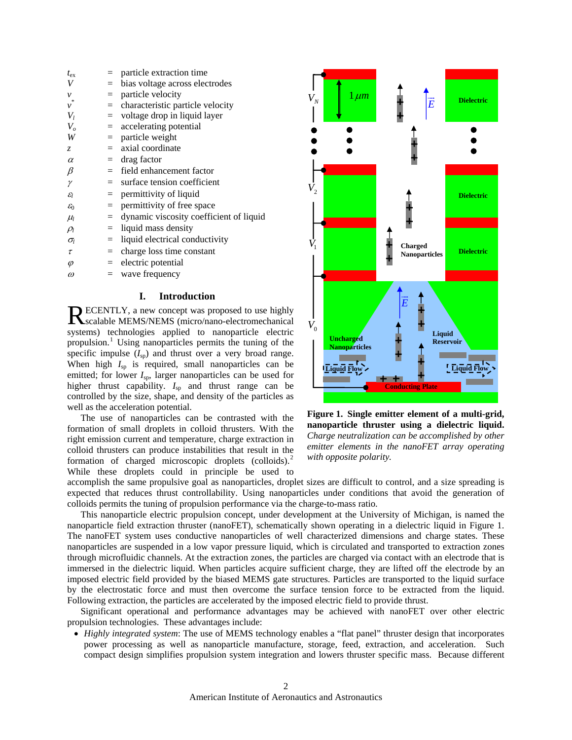$t_{ex}$ = particle extraction time
$V$ = bias voltage across electrodes
$v$ = particle velocity
$v^*$ = characteristic particle velocity
$V_l$ = voltage drop in liquid layer
$V_o$ = accelerating potential
$W$ = particle weight
$z$ = axial coordinate
$\alpha$ = drag factor
$\beta$ = field enhancement factor
$\gamma$ = surface tension coefficient
$\varepsilon_l$ = permittivity of liquid
$\varepsilon_0$ = permittivity of free space
$\mu_l$ = dynamic viscosity coefficient of liquid
$\rho_l$ = liquid mass density
$\sigma_l$ = liquid electrical conductivity
$\tau$ = charge loss time constant
$\varphi$ = electric potential
$\omega$ = wave frequency

## I. Introduction

RECENTLY, a new concept was proposed to use highly scalable MEMS/NEMS (micro/nano-electromechanical systems) technologies applied to nanoparticle electric propulsion.[1] Using nanoparticles permits the tuning of the specific impulse ($I_{sp}$) and thrust over a very broad range. When high $I_{sp}$ is required, small nanoparticles can be emitted; for lower $I_{sp}$, larger nanoparticles can be used for higher thrust capability. $I_{sp}$ and thrust range can be controlled by the size, shape, and density of the particles as well as the acceleration potential.

The use of nanoparticles can be contrasted with the formation of small droplets in colloid thrusters. With the right emission current and temperature, charge extraction in colloid thrusters can produce instabilities that result in the formation of charged microscopic droplets (colloids).[2] While these droplets could in principle be used to accomplish the same propulsive goal as nanoparticles, droplet sizes are difficult to control, and a size spreading is expected that reduces thrust controllability. Using nanoparticles under conditions that avoid the generation of colloids permits the tuning of propulsion performance via the charge-to-mass ratio.

**Figure 1. Single emitter element of a multi-grid, nanoparticle thruster using a dielectric liquid.** *Charge neutralization can be accomplished by other emitter elements in the nanoFET array operating with opposite polarity.*

This nanoparticle electric propulsion concept, under development at the University of Michigan, is named the nanoparticle field extraction thruster (nanoFET), schematically shown operating in a dielectric liquid in Figure 1. The nanoFET system uses conductive nanoparticles of well characterized dimensions and charge states. These nanoparticles are suspended in a low vapor pressure liquid, which is circulated and transported to extraction zones through microfluidic channels. At the extraction zones, the particles are charged via contact with an electrode that is immersed in the dielectric liquid. When particles acquire sufficient charge, they are lifted off the electrode by an imposed electric field provided by the biased MEMS gate structures. Particles are transported to the liquid surface by the electrostatic force and must then overcome the surface tension force to be extracted from the liquid. Following extraction, the particles are accelerated by the imposed electric field to provide thrust.

Significant operational and performance advantages may be achieved with nanoFET over other electric propulsion technologies. These advantages include:

- *Highly integrated system*: The use of MEMS technology enables a "flat panel" thruster design that incorporates power processing as well as nanoparticle manufacture, storage, feed, extraction, and acceleration. Such compact design simplifies propulsion system integration and lowers thruster specific mass. Because different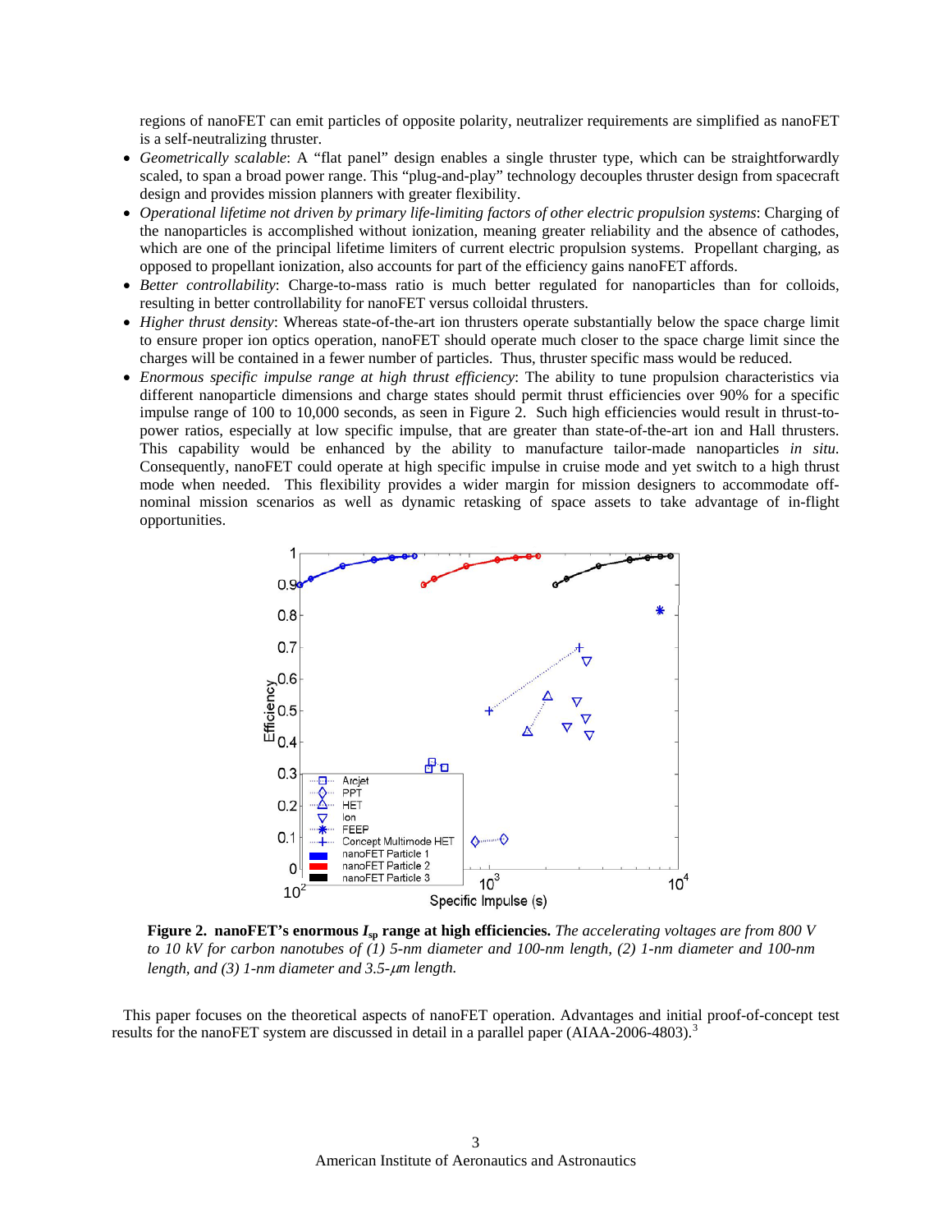regions of nanoFET can emit particles of opposite polarity, neutralizer requirements are simplified as nanoFET is a self-neutralizing thruster.

- *Geometrically scalable*: A "flat panel" design enables a single thruster type, which can be straightforwardly scaled, to span a broad power range. This "plug-and-play" technology decouples thruster design from spacecraft design and provides mission planners with greater flexibility.
- *Operational lifetime not driven by primary life-limiting factors of other electric propulsion systems*: Charging of the nanoparticles is accomplished without ionization, meaning greater reliability and the absence of cathodes, which are one of the principal lifetime limiters of current electric propulsion systems. Propellant charging, as opposed to propellant ionization, also accounts for part of the efficiency gains nanoFET affords.
- *Better controllability*: Charge-to-mass ratio is much better regulated for nanoparticles than for colloids, resulting in better controllability for nanoFET versus colloidal thrusters.
- *Higher thrust density*: Whereas state-of-the-art ion thrusters operate substantially below the space charge limit to ensure proper ion optics operation, nanoFET should operate much closer to the space charge limit since the charges will be contained in a fewer number of particles. Thus, thruster specific mass would be reduced.
- *Enormous specific impulse range at high thrust efficiency*: The ability to tune propulsion characteristics via different nanoparticle dimensions and charge states should permit thrust efficiencies over 90% for a specific impulse range of 100 to 10,000 seconds, as seen in Figure 2. Such high efficiencies would result in thrust-to-power ratios, especially at low specific impulse, that are greater than state-of-the-art ion and Hall thrusters. This capability would be enhanced by the ability to manufacture tailor-made nanoparticles *in situ*. Consequently, nanoFET could operate at high specific impulse in cruise mode and yet switch to a high thrust mode when needed. This flexibility provides a wider margin for mission designers to accommodate off-nominal mission scenarios as well as dynamic retasking of space assets to take advantage of in-flight opportunities.

**Figure 2. nanoFET's enormous $I_{sp}$ range at high efficiencies.** *The accelerating voltages are from 800 V to 10 kV for carbon nanotubes of (1) 5-nm diameter and 100-nm length, (2) 1-nm diameter and 100-nm length, and (3) 1-nm diameter and 3.5-μm length.*

This paper focuses on the theoretical aspects of nanoFET operation. Advantages and initial proof-of-concept test results for the nanoFET system are discussed in detail in a parallel paper (AIAA-2006-4803).[3]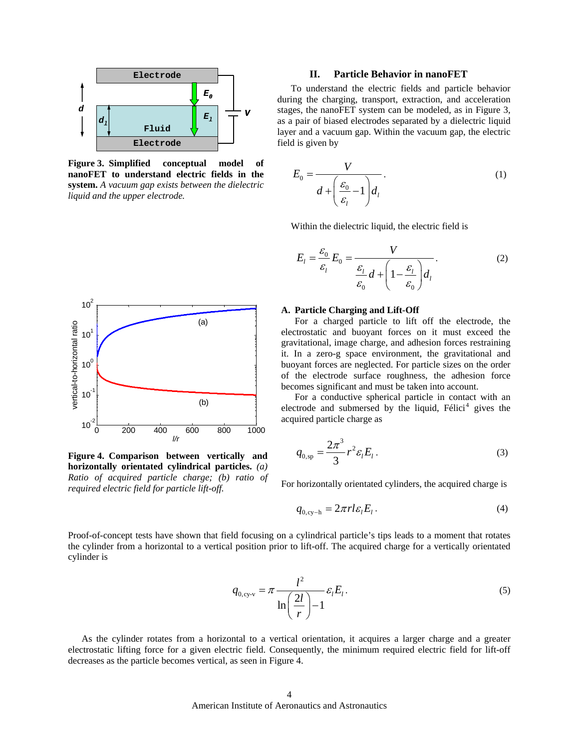## II. Particle Behavior in nanoFET

To understand the electric fields and particle behavior during the charging, transport, extraction, and acceleration stages, the nanoFET system can be modeled, as in Figure 3, as a pair of biased electrodes separated by a dielectric liquid layer and a vacuum gap. Within the vacuum gap, the electric field is given by

$$E_0 = \frac{V}{d + \left(\frac{\varepsilon_0}{\varepsilon_l} - 1\right) d_l}. \tag{1}$$

Within the dielectric liquid, the electric field is

$$E_l = \frac{\varepsilon_0}{\varepsilon_l} E_0 = \frac{V}{\frac{\varepsilon_l}{\varepsilon_0} d + \left(1 - \frac{\varepsilon_l}{\varepsilon_0}\right) d_l}. \tag{2}$$

**Figure 3. Simplified conceptual model of nanoFET to understand electric fields in the system.** *A vacuum gap exists between the dielectric liquid and the upper electrode.*

### A. Particle Charging and Lift-Off

For a charged particle to lift off the electrode, the electrostatic and buoyant forces on it must exceed the gravitational, image charge, and adhesion forces restraining it. In a zero-g space environment, the gravitational and buoyant forces are neglected. For particle sizes on the order of the electrode surface roughness, the adhesion force becomes significant and must be taken into account.

For a conductive spherical particle in contact with an electrode and submersed by the liquid, Félici[4] gives the acquired particle charge as

$$q_{0,\text{sp}} = \frac{2\pi^3}{3} r^2 \varepsilon_l E_l. \tag{3}$$

For horizontally orientated cylinders, the acquired charge is

$$q_{0,\text{cy-h}} = 2\pi r l \varepsilon_l E_l. \tag{4}$$

**Figure 4. Comparison between vertically and horizontally orientated cylindrical particles.** *(a) Ratio of acquired particle charge; (b) ratio of required electric field for particle lift-off.*

Proof-of-concept tests have shown that field focusing on a cylindrical particle's tips leads to a moment that rotates the cylinder from a horizontal to a vertical position prior to lift-off. The acquired charge for a vertically orientated cylinder is

$$q_{0,\text{cy-v}} = \pi \frac{l^2}{\ln\left(\frac{2l}{r}\right) - 1} \varepsilon_l E_l. \tag{5}$$

As the cylinder rotates from a horizontal to a vertical orientation, it acquires a larger charge and a greater electrostatic lifting force for a given electric field. Consequently, the minimum required electric field for lift-off decreases as the particle becomes vertical, as seen in Figure 4.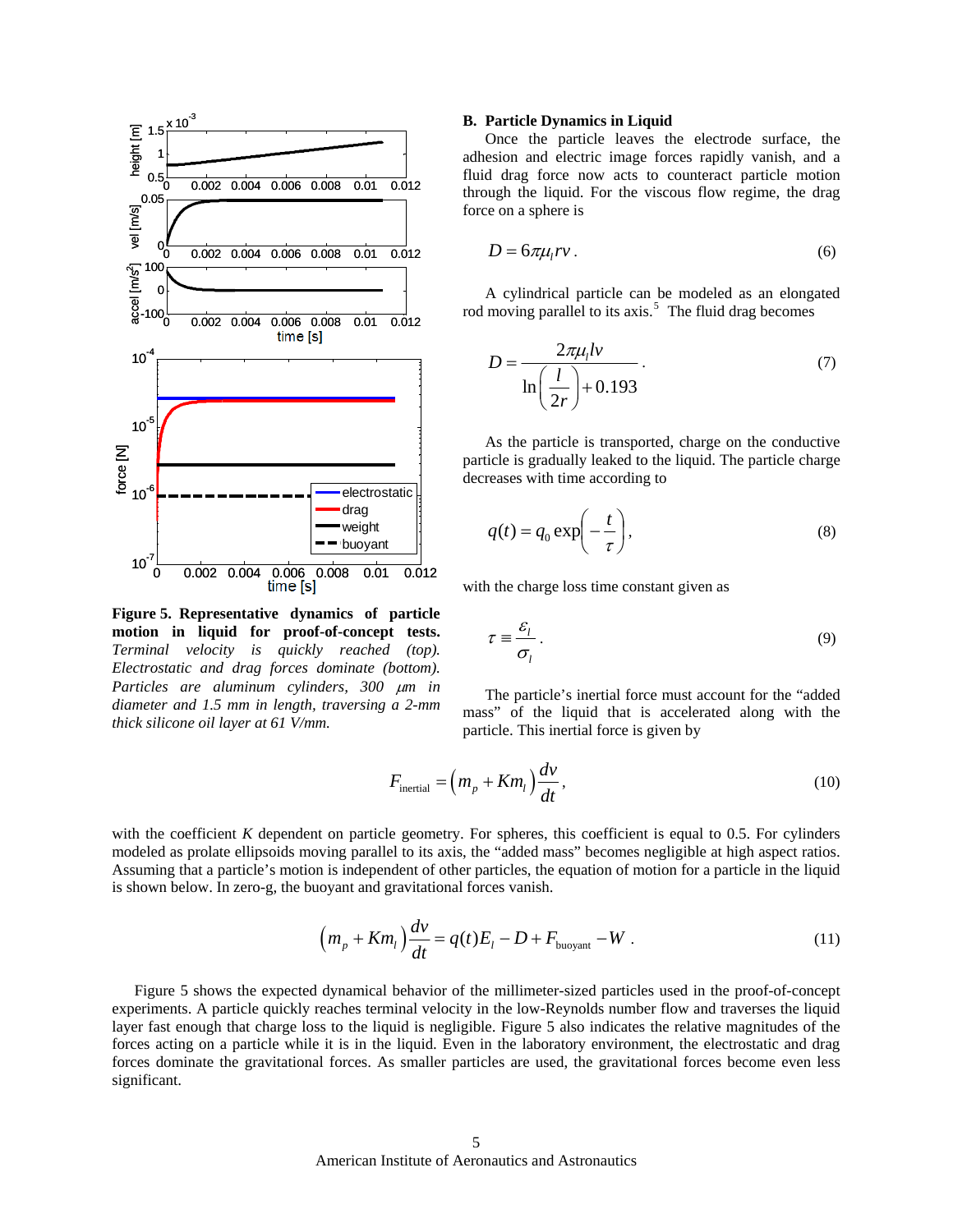Figure 5. Representative dynamics of particle motion in liquid for proof-of-concept tests. *Terminal velocity is quickly reached (top). Electrostatic and drag forces dominate (bottom). Particles are aluminum cylinders, 300 μm in diameter and 1.5 mm in length, traversing a 2-mm thick silicone oil layer at 61 V/mm.*

## B. Particle Dynamics in Liquid

Once the particle leaves the electrode surface, the adhesion and electric image forces rapidly vanish, and a fluid drag force now acts to counteract particle motion through the liquid. For the viscous flow regime, the drag force on a sphere is

$$D = 6\pi\mu_l r v \,. \tag{6}$$

A cylindrical particle can be modeled as an elongated rod moving parallel to its axis.[5] The fluid drag becomes

$$D = \frac{2\pi\mu_l l v}{\ln\left(\dfrac{l}{2r}\right) + 0.193} \,. \tag{7}$$

As the particle is transported, charge on the conductive particle is gradually leaked to the liquid. The particle charge decreases with time according to

$$q(t) = q_0 \exp\left(-\frac{t}{\tau}\right), \tag{8}$$

with the charge loss time constant given as

$$\tau \equiv \frac{\varepsilon_l}{\sigma_l} \,. \tag{9}$$

The particle's inertial force must account for the "added mass" of the liquid that is accelerated along with the particle. This inertial force is given by

$$F_{\text{inertial}} = \left(m_p + K m_l\right)\frac{dv}{dt}, \tag{10}$$

with the coefficient $K$ dependent on particle geometry. For spheres, this coefficient is equal to 0.5. For cylinders modeled as prolate ellipsoids moving parallel to its axis, the "added mass" becomes negligible at high aspect ratios. Assuming that a particle's motion is independent of other particles, the equation of motion for a particle in the liquid is shown below. In zero-g, the buoyant and gravitational forces vanish.

$$\left(m_p + K m_l\right)\frac{dv}{dt} = q(t)E_l - D + F_{\text{buoyant}} - W \,. \tag{11}$$

Figure 5 shows the expected dynamical behavior of the millimeter-sized particles used in the proof-of-concept experiments. A particle quickly reaches terminal velocity in the low-Reynolds number flow and traverses the liquid layer fast enough that charge loss to the liquid is negligible. Figure 5 also indicates the relative magnitudes of the forces acting on a particle while it is in the liquid. Even in the laboratory environment, the electrostatic and drag forces dominate the gravitational forces. As smaller particles are used, the gravitational forces become even less significant.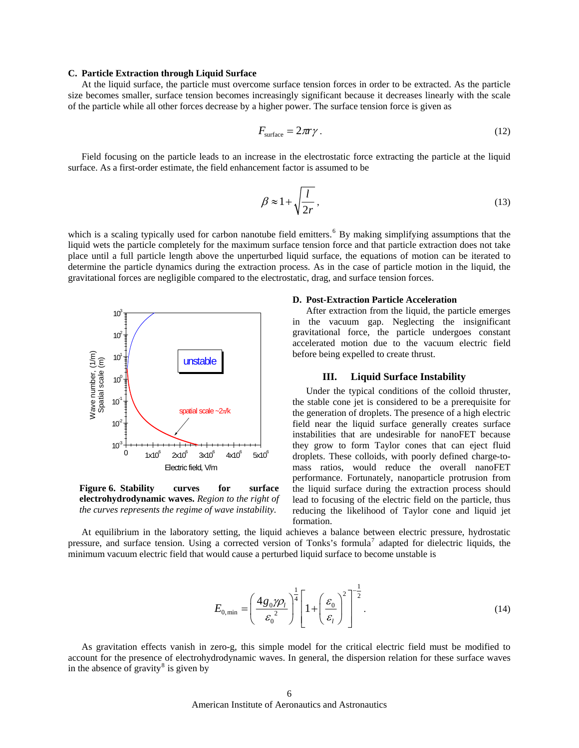### C. Particle Extraction through Liquid Surface

At the liquid surface, the particle must overcome surface tension forces in order to be extracted. As the particle size becomes smaller, surface tension becomes increasingly significant because it decreases linearly with the scale of the particle while all other forces decrease by a higher power. The surface tension force is given as

$$F_{\text{surface}} = 2\pi r \gamma \,. \tag{12}$$

Field focusing on the particle leads to an increase in the electrostatic force extracting the particle at the liquid surface. As a first-order estimate, the field enhancement factor is assumed to be

$$\beta \approx 1 + \sqrt{\frac{l}{2r}}\,, \tag{13}$$

which is a scaling typically used for carbon nanotube field emitters.[6] By making simplifying assumptions that the liquid wets the particle completely for the maximum surface tension force and that particle extraction does not take place until a full particle length above the unperturbed liquid surface, the equations of motion can be iterated to determine the particle dynamics during the extraction process. As in the case of particle motion in the liquid, the gravitational forces are negligible compared to the electrostatic, drag, and surface tension forces.

**Figure 6. Stability curves for surface electrohydrodynamic waves.** *Region to the right of the curves represents the regime of wave instability.*

### D. Post-Extraction Particle Acceleration

After extraction from the liquid, the particle emerges in the vacuum gap. Neglecting the insignificant gravitational force, the particle undergoes constant accelerated motion due to the vacuum electric field before being expelled to create thrust.

## III. Liquid Surface Instability

Under the typical conditions of the colloid thruster, the stable cone jet is considered to be a prerequisite for the generation of droplets. The presence of a high electric field near the liquid surface generally creates surface instabilities that are undesirable for nanoFET because they grow to form Taylor cones that can eject fluid droplets. These colloids, with poorly defined charge-to-mass ratios, would reduce the overall nanoFET performance. Fortunately, nanoparticle protrusion from the liquid surface during the extraction process should lead to focusing of the electric field on the particle, thus reducing the likelihood of Taylor cone and liquid jet formation.

At equilibrium in the laboratory setting, the liquid achieves a balance between electric pressure, hydrostatic pressure, and surface tension. Using a corrected version of Tonks's formula[7] adapted for dielectric liquids, the minimum vacuum electric field that would cause a perturbed liquid surface to become unstable is

$$E_{0,\min} = \left(\frac{4 g_0 \gamma \rho_l}{{\varepsilon_0}^2}\right)^{\frac{1}{4}} \left[1 + \left(\frac{\varepsilon_0}{\varepsilon_l}\right)^2\right]^{-\frac{1}{2}}. \tag{14}$$

As gravitation effects vanish in zero-g, this simple model for the critical electric field must be modified to account for the presence of electrohydrodynamic waves. In general, the dispersion relation for these surface waves in the absence of gravity[8] is given by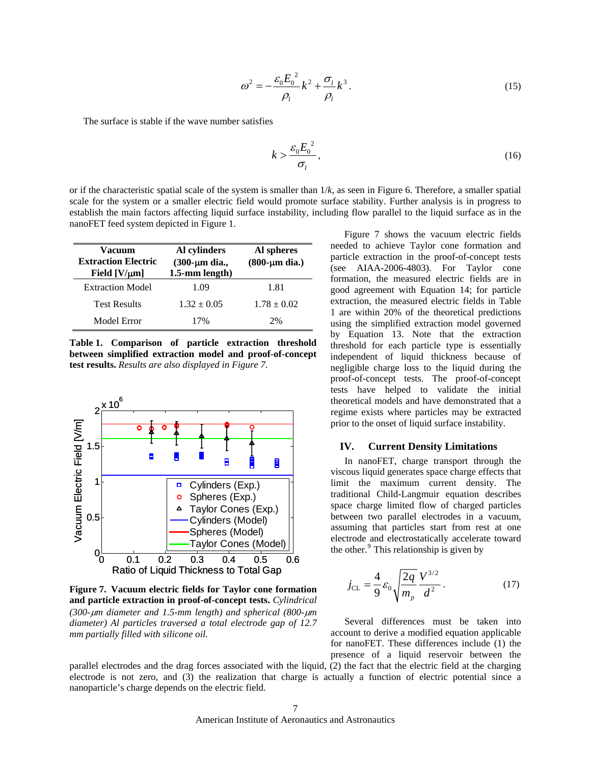$$\omega^2 = -\frac{\varepsilon_0 E_0^{\ 2}}{\rho_l} k^2 + \frac{\sigma_l}{\rho_l} k^3 . \tag{15}$$

The surface is stable if the wave number satisfies

$$k > \frac{\varepsilon_0 E_0^{\ 2}}{\sigma_l} , \tag{16}$$

or if the characteristic spatial scale of the system is smaller than $1/k$, as seen in Figure 6. Therefore, a smaller spatial scale for the system or a smaller electric field would promote surface stability. Further analysis is in progress to establish the main factors affecting liquid surface instability, including flow parallel to the liquid surface as in the nanoFET feed system depicted in Figure 1.

| Vacuum Extraction Electric Field [V/μm] | Al cylinders (300-μm dia., 1.5-mm length) | Al spheres (800-μm dia.) |
|---|---|---|
| Extraction Model | 1.09 | 1.81 |
| Test Results | 1.32 ± 0.05 | 1.78 ± 0.02 |
| Model Error | 17% | 2% |

**Table 1. Comparison of particle extraction threshold between simplified extraction model and proof-of-concept test results.** *Results are also displayed in Figure 7.*

**Figure 7. Vacuum electric fields for Taylor cone formation and particle extraction in proof-of-concept tests.** *Cylindrical (300-μm diameter and 1.5-mm length) and spherical (800-μm diameter) Al particles traversed a total electrode gap of 12.7 mm partially filled with silicone oil.*

Figure 7 shows the vacuum electric fields needed to achieve Taylor cone formation and particle extraction in the proof-of-concept tests (see AIAA-2006-4803). For Taylor cone formation, the measured electric fields are in good agreement with Equation 14; for particle extraction, the measured electric fields in Table 1 are within 20% of the theoretical predictions using the simplified extraction model governed by Equation 13. Note that the extraction threshold for each particle type is essentially independent of liquid thickness because of negligible charge loss to the liquid during the proof-of-concept tests. The proof-of-concept tests have helped to validate the initial theoretical models and have demonstrated that a regime exists where particles may be extracted prior to the onset of liquid surface instability.

## IV. Current Density Limitations

In nanoFET, charge transport through the viscous liquid generates space charge effects that limit the maximum current density. The traditional Child-Langmuir equation describes space charge limited flow of charged particles between two parallel electrodes in a vacuum, assuming that particles start from rest at one electrode and electrostatically accelerate toward the other.[9] This relationship is given by

$$j_{\text{CL}} = \frac{4}{9} \varepsilon_0 \sqrt{\frac{2q}{m_p}} \frac{V^{3/2}}{d^2} . \tag{17}$$

Several differences must be taken into account to derive a modified equation applicable for nanoFET. These differences include (1) the presence of a liquid reservoir between the parallel electrodes and the drag forces associated with the liquid, (2) the fact that the electric field at the charging electrode is not zero, and (3) the realization that charge is actually a function of electric potential since a nanoparticle's charge depends on the electric field.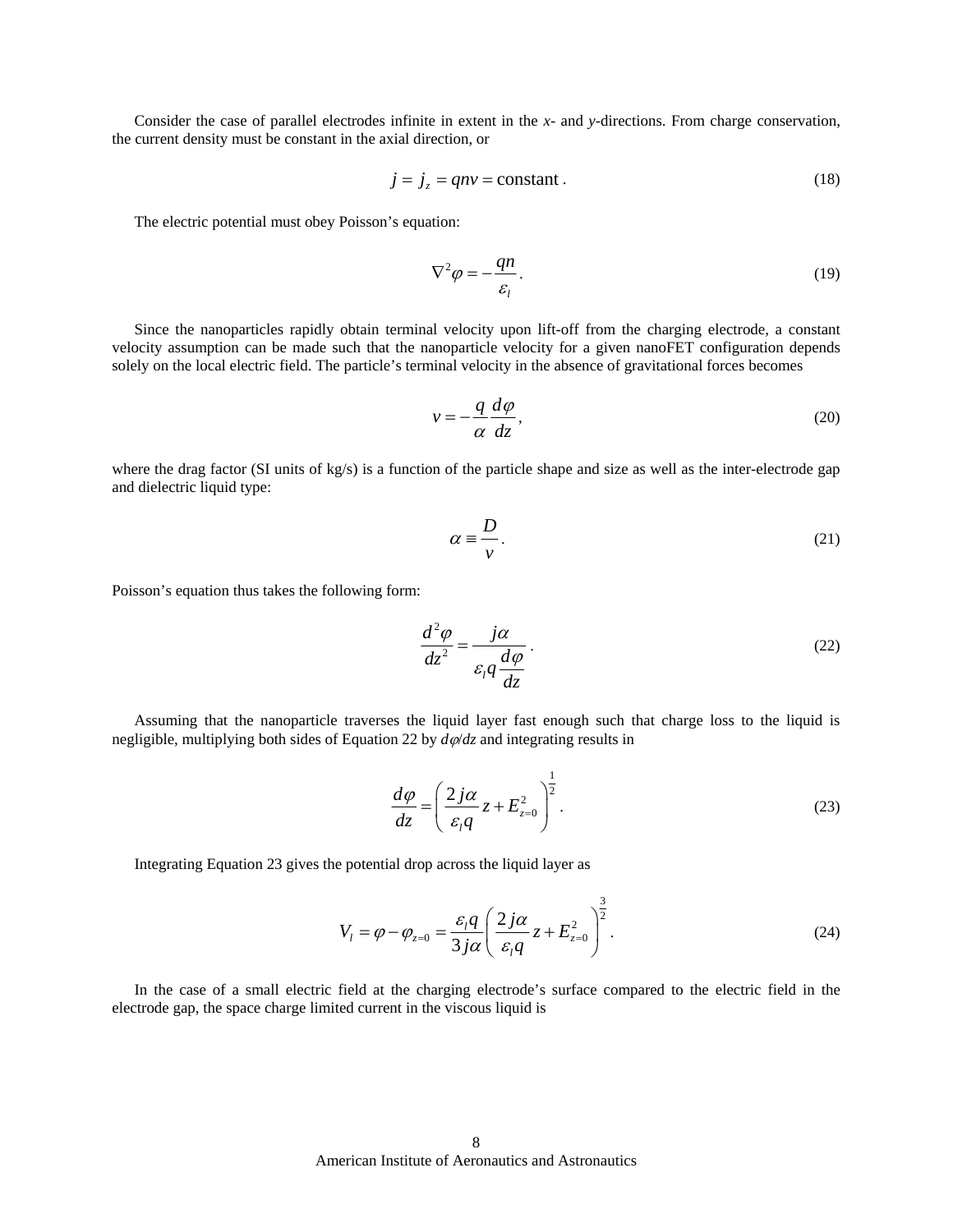Consider the case of parallel electrodes infinite in extent in the *x*- and *y*-directions. From charge conservation, the current density must be constant in the axial direction, or

$$j = j_z = qnv = \text{constant}\,. \tag{18}$$

The electric potential must obey Poisson's equation:

$$\nabla^2 \varphi = -\frac{qn}{\varepsilon_l}\,. \tag{19}$$

Since the nanoparticles rapidly obtain terminal velocity upon lift-off from the charging electrode, a constant velocity assumption can be made such that the nanoparticle velocity for a given nanoFET configuration depends solely on the local electric field. The particle's terminal velocity in the absence of gravitational forces becomes

$$v = -\frac{q}{\alpha}\frac{d\varphi}{dz}\,, \tag{20}$$

where the drag factor (SI units of kg/s) is a function of the particle shape and size as well as the inter-electrode gap and dielectric liquid type:

$$\alpha \equiv \frac{D}{v}\,. \tag{21}$$

Poisson's equation thus takes the following form:

$$\frac{d^2\varphi}{dz^2} = \frac{j\alpha}{\varepsilon_l q \dfrac{d\varphi}{dz}}\,. \tag{22}$$

Assuming that the nanoparticle traverses the liquid layer fast enough such that charge loss to the liquid is negligible, multiplying both sides of Equation 22 by $d\varphi/dz$ and integrating results in

$$\frac{d\varphi}{dz} = \left(\frac{2j\alpha}{\varepsilon_l q} z + E_{z=0}^2\right)^{\frac{1}{2}}. \tag{23}$$

Integrating Equation 23 gives the potential drop across the liquid layer as

$$V_l = \varphi - \varphi_{z=0} = \frac{\varepsilon_l q}{3j\alpha}\left(\frac{2j\alpha}{\varepsilon_l q} z + E_{z=0}^2\right)^{\frac{3}{2}}. \tag{24}$$

In the case of a small electric field at the charging electrode's surface compared to the electric field in the electrode gap, the space charge limited current in the viscous liquid is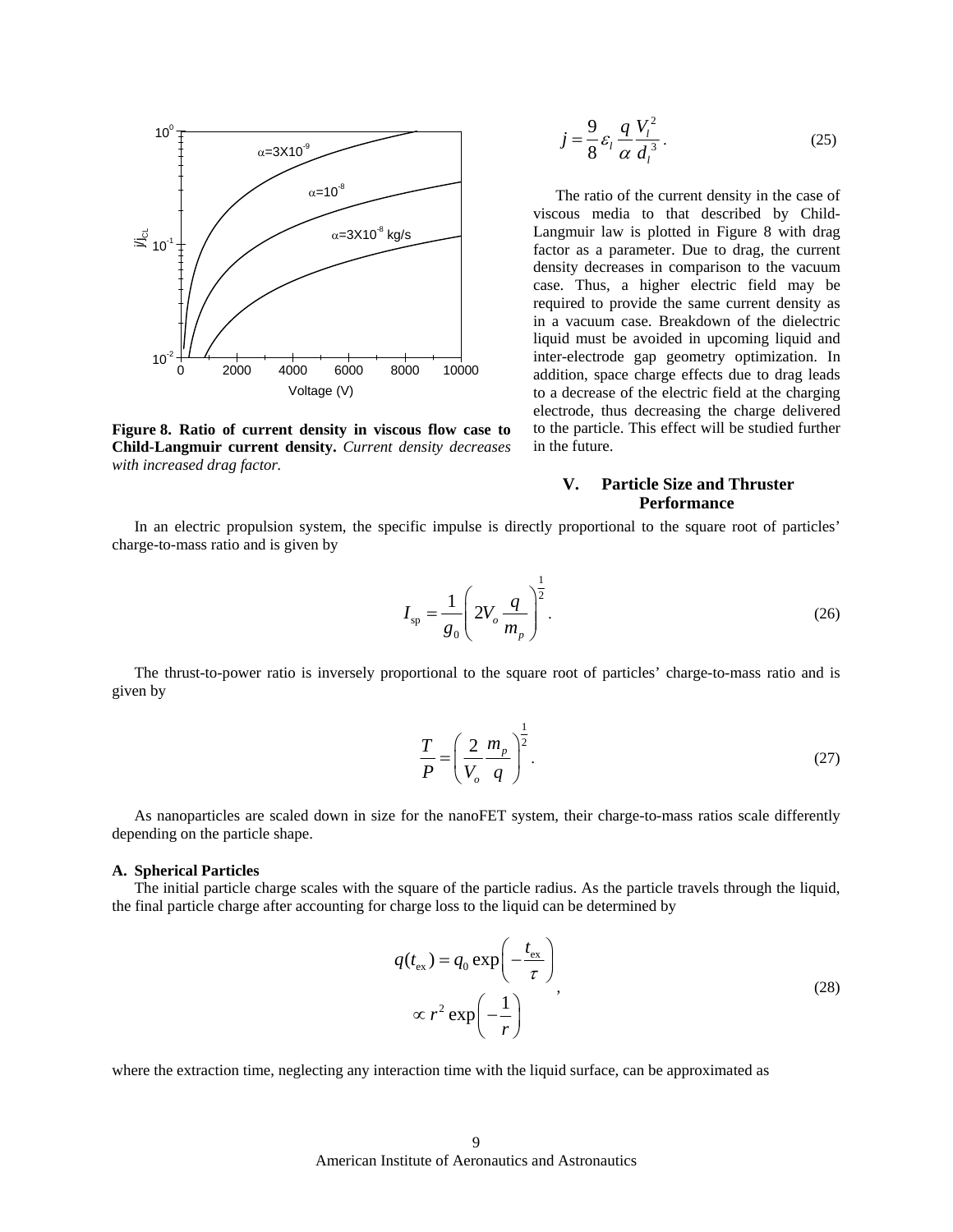Figure 8. **Ratio of current density in viscous flow case to Child-Langmuir current density.** *Current density decreases with increased drag factor.*

$$j = \frac{9}{8}\varepsilon_l \frac{q}{\alpha} \frac{V_l^2}{d_l^3}. \tag{25}$$

The ratio of the current density in the case of viscous media to that described by Child-Langmuir law is plotted in Figure 8 with drag factor as a parameter. Due to drag, the current density decreases in comparison to the vacuum case. Thus, a higher electric field may be required to provide the same current density as in a vacuum case. Breakdown of the dielectric liquid must be avoided in upcoming liquid and inter-electrode gap geometry optimization. In addition, space charge effects due to drag leads to a decrease of the electric field at the charging electrode, thus decreasing the charge delivered to the particle. This effect will be studied further in the future.

## V. Particle Size and Thruster Performance

In an electric propulsion system, the specific impulse is directly proportional to the square root of particles' charge-to-mass ratio and is given by

$$I_{\text{sp}} = \frac{1}{g_0}\left(2V_o \frac{q}{m_p}\right)^{\frac{1}{2}}. \tag{26}$$

The thrust-to-power ratio is inversely proportional to the square root of particles' charge-to-mass ratio and is given by

$$\frac{T}{P} = \left(\frac{2}{V_o}\frac{m_p}{q}\right)^{\frac{1}{2}}. \tag{27}$$

As nanoparticles are scaled down in size for the nanoFET system, their charge-to-mass ratios scale differently depending on the particle shape.

### A. Spherical Particles

The initial particle charge scales with the square of the particle radius. As the particle travels through the liquid, the final particle charge after accounting for charge loss to the liquid can be determined by

$$\begin{aligned} q(t_{\text{ex}}) &= q_0 \exp\left(-\frac{t_{\text{ex}}}{\tau}\right) \\ &\propto r^2 \exp\left(-\frac{1}{r}\right) \end{aligned}, \tag{28}$$

where the extraction time, neglecting any interaction time with the liquid surface, can be approximated as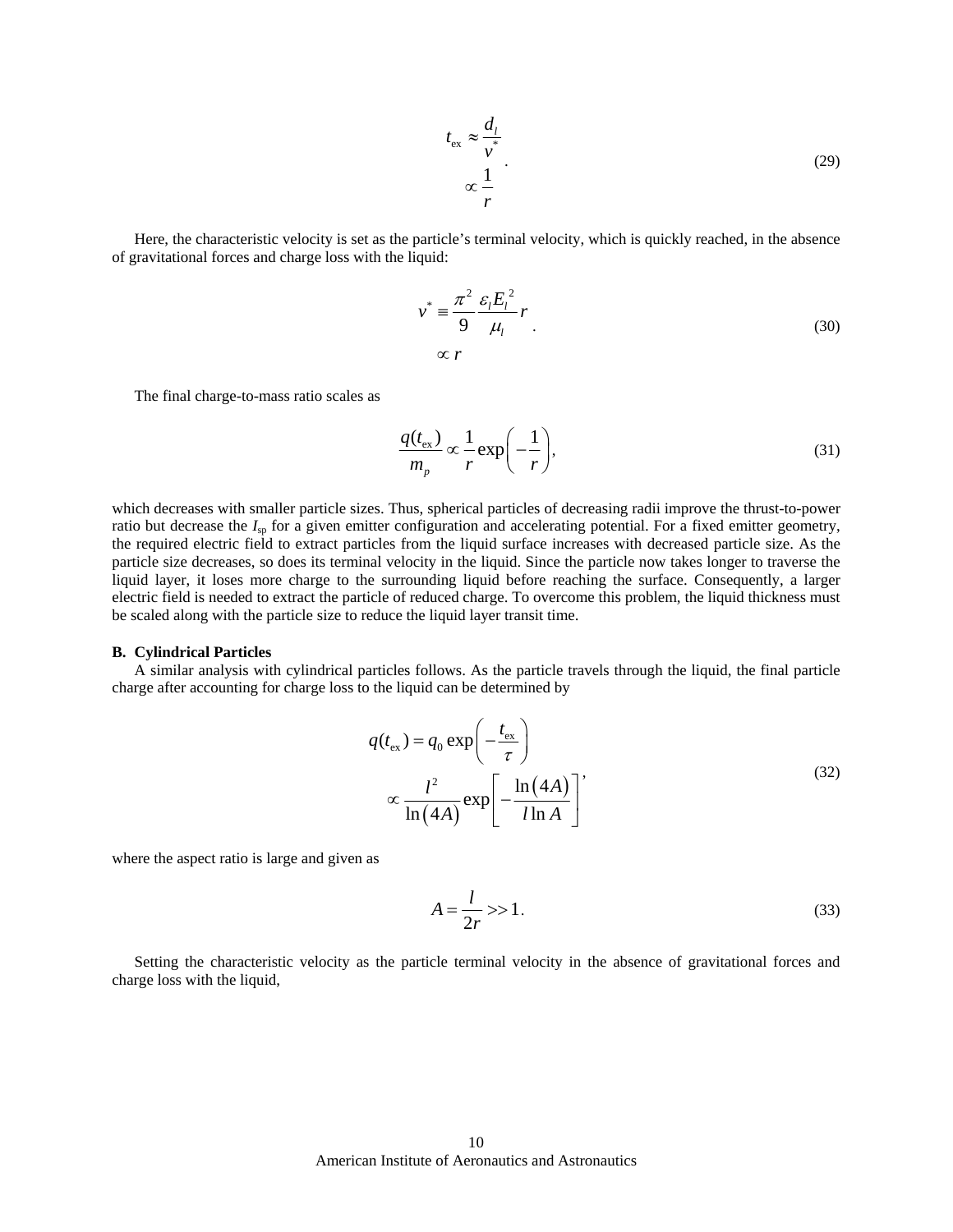$$
\begin{aligned}
t_{\text{ex}} &\approx \frac{d_l}{v^*} \\
&\propto \frac{1}{r}
\end{aligned}
. \tag{29}
$$

Here, the characteristic velocity is set as the particle's terminal velocity, which is quickly reached, in the absence of gravitational forces and charge loss with the liquid:

$$
\begin{aligned}
v^* &\equiv \frac{\pi^2}{9} \frac{\varepsilon_l E_l^{\,2}}{\mu_l} r \\
&\propto r
\end{aligned}
. \tag{30}
$$

The final charge-to-mass ratio scales as

$$
\frac{q(t_{\text{ex}})}{m_p} \propto \frac{1}{r} \exp\left(-\frac{1}{r}\right), \tag{31}
$$

which decreases with smaller particle sizes. Thus, spherical particles of decreasing radii improve the thrust-to-power ratio but decrease the $I_{\text{sp}}$ for a given emitter configuration and accelerating potential. For a fixed emitter geometry, the required electric field to extract particles from the liquid surface increases with decreased particle size. As the particle size decreases, so does its terminal velocity in the liquid. Since the particle now takes longer to traverse the liquid layer, it loses more charge to the surrounding liquid before reaching the surface. Consequently, a larger electric field is needed to extract the particle of reduced charge. To overcome this problem, the liquid thickness must be scaled along with the particle size to reduce the liquid layer transit time.

### B. Cylindrical Particles

A similar analysis with cylindrical particles follows. As the particle travels through the liquid, the final particle charge after accounting for charge loss to the liquid can be determined by

$$
\begin{aligned}
q(t_{\text{ex}}) &= q_0 \exp\left(-\frac{t_{\text{ex}}}{\tau}\right) \\
&\propto \frac{l^2}{\ln(4A)} \exp\left[-\frac{\ln(4A)}{l \ln A}\right]
\end{aligned}
, \tag{32}
$$

where the aspect ratio is large and given as

$$
A = \frac{l}{2r} >> 1. \tag{33}
$$

Setting the characteristic velocity as the particle terminal velocity in the absence of gravitational forces and charge loss with the liquid,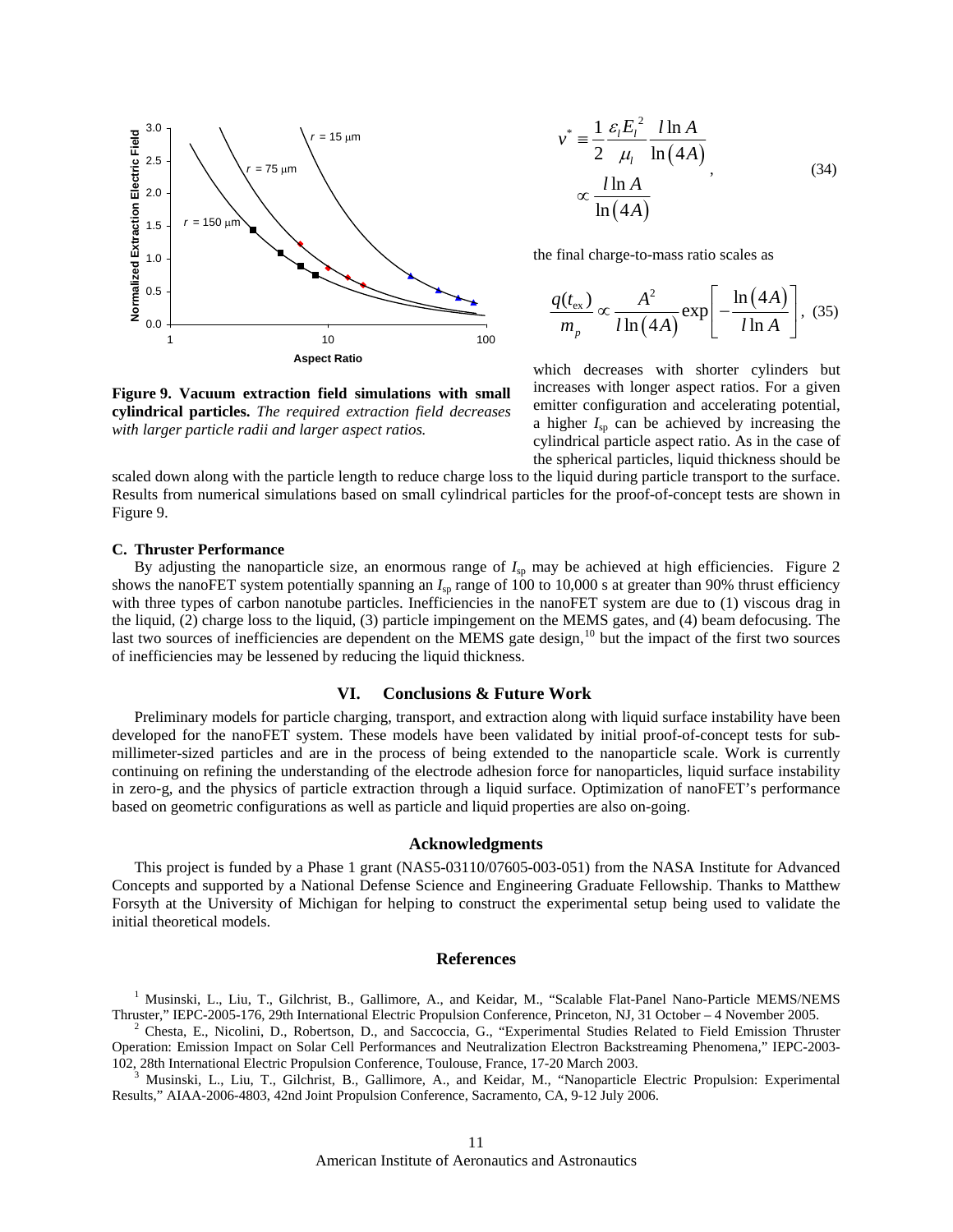Figure 9. **Vacuum extraction field simulations with small cylindrical particles.** *The required extraction field decreases with larger particle radii and larger aspect ratios.*

$$v^* \equiv \frac{1}{2}\frac{\varepsilon_l E_l^{\,2}}{\mu_l}\frac{l\ln A}{\ln(4A)} \propto \frac{l\ln A}{\ln(4A)}, \tag{34}$$

the final charge-to-mass ratio scales as

$$\frac{q(t_{\rm ex})}{m_p} \propto \frac{A^2}{l\ln(4A)}\exp\left[-\frac{\ln(4A)}{l\ln A}\right], \tag{35}$$

which decreases with shorter cylinders but increases with longer aspect ratios. For a given emitter configuration and accelerating potential, a higher $I_{\rm sp}$ can be achieved by increasing the cylindrical particle aspect ratio. As in the case of the spherical particles, liquid thickness should be scaled down along with the particle length to reduce charge loss to the liquid during particle transport to the surface. Results from numerical simulations based on small cylindrical particles for the proof-of-concept tests are shown in Figure 9.

### C. Thruster Performance

By adjusting the nanoparticle size, an enormous range of $I_{\rm sp}$ may be achieved at high efficiencies. Figure 2 shows the nanoFET system potentially spanning an $I_{\rm sp}$ range of 100 to 10,000 s at greater than 90% thrust efficiency with three types of carbon nanotube particles. Inefficiencies in the nanoFET system are due to (1) viscous drag in the liquid, (2) charge loss to the liquid, (3) particle impingement on the MEMS gates, and (4) beam defocusing. The last two sources of inefficiencies are dependent on the MEMS gate design,[10] but the impact of the first two sources of inefficiencies may be lessened by reducing the liquid thickness.

## VI. Conclusions & Future Work

Preliminary models for particle charging, transport, and extraction along with liquid surface instability have been developed for the nanoFET system. These models have been validated by initial proof-of-concept tests for sub-millimeter-sized particles and are in the process of being extended to the nanoparticle scale. Work is currently continuing on refining the understanding of the electrode adhesion force for nanoparticles, liquid surface instability in zero-g, and the physics of particle extraction through a liquid surface. Optimization of nanoFET's performance based on geometric configurations as well as particle and liquid properties are also on-going.

## Acknowledgments

This project is funded by a Phase 1 grant (NAS5-03110/07605-003-051) from the NASA Institute for Advanced Concepts and supported by a National Defense Science and Engineering Graduate Fellowship. Thanks to Matthew Forsyth at the University of Michigan for helping to construct the experimental setup being used to validate the initial theoretical models.

## References

[1] Musinski, L., Liu, T., Gilchrist, B., Gallimore, A., and Keidar, M., "Scalable Flat-Panel Nano-Particle MEMS/NEMS Thruster," IEPC-2005-176, 29th International Electric Propulsion Conference, Princeton, NJ, 31 October – 4 November 2005.

[2] Chesta, E., Nicolini, D., Robertson, D., and Saccoccia, G., "Experimental Studies Related to Field Emission Thruster Operation: Emission Impact on Solar Cell Performances and Neutralization Electron Backstreaming Phenomena," IEPC-2003-102, 28th International Electric Propulsion Conference, Toulouse, France, 17-20 March 2003.

[3] Musinski, L., Liu, T., Gilchrist, B., Gallimore, A., and Keidar, M., "Nanoparticle Electric Propulsion: Experimental Results," AIAA-2006-4803, 42nd Joint Propulsion Conference, Sacramento, CA, 9-12 July 2006.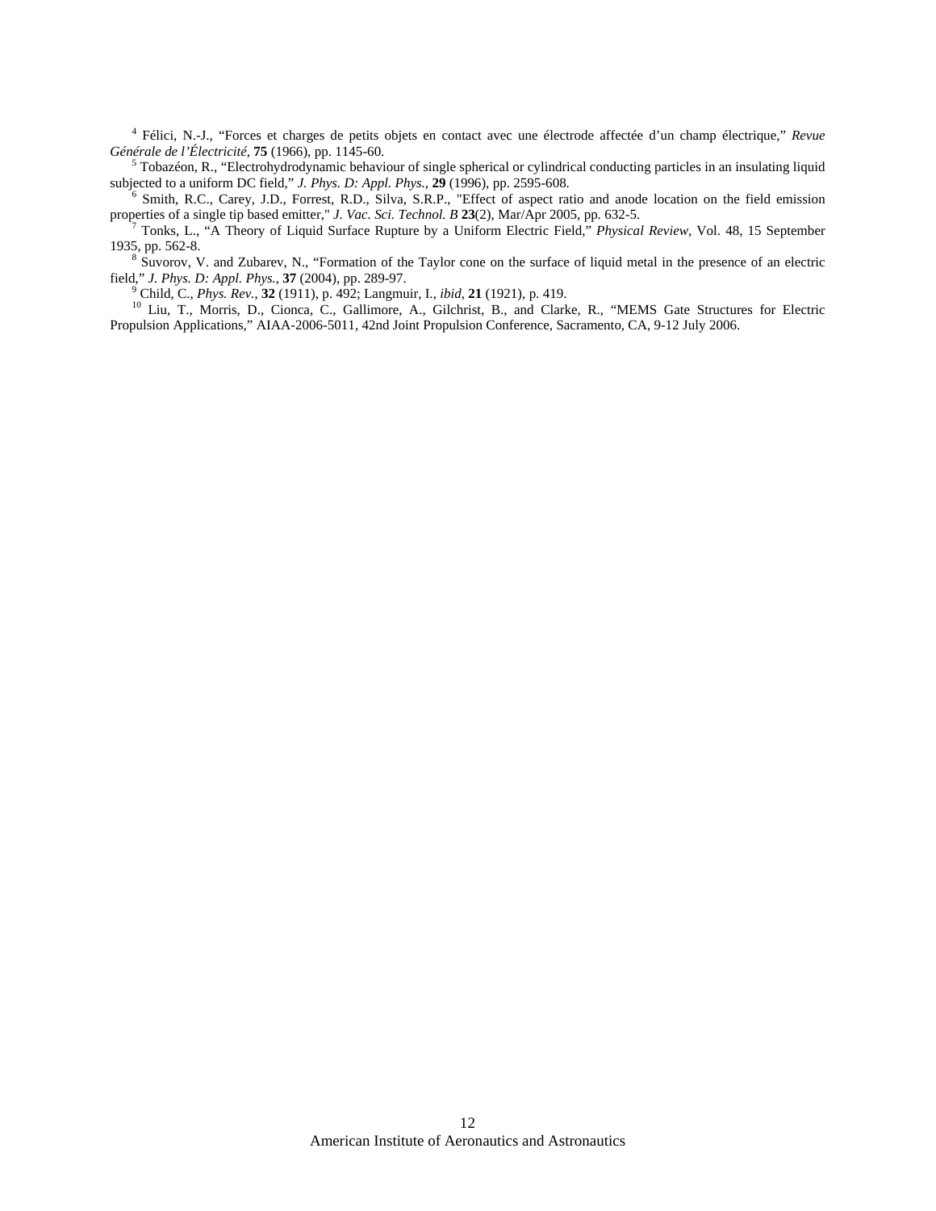[4] Félici, N.-J., "Forces et charges de petits objets en contact avec une électrode affectée d'un champ électrique," *Revue Générale de l'Électricité*, **75** (1966), pp. 1145-60.

[5] Tobazéon, R., "Electrohydrodynamic behaviour of single spherical or cylindrical conducting particles in an insulating liquid subjected to a uniform DC field," *J. Phys. D: Appl. Phys.*, **29** (1996), pp. 2595-608.

[6] Smith, R.C., Carey, J.D., Forrest, R.D., Silva, S.R.P., "Effect of aspect ratio and anode location on the field emission properties of a single tip based emitter," *J. Vac. Sci. Technol. B* **23**(2), Mar/Apr 2005, pp. 632-5.

[7] Tonks, L., "A Theory of Liquid Surface Rupture by a Uniform Electric Field," *Physical Review*, Vol. 48, 15 September 1935, pp. 562-8.

[8] Suvorov, V. and Zubarev, N., "Formation of the Taylor cone on the surface of liquid metal in the presence of an electric field," *J. Phys. D: Appl. Phys.*, **37** (2004), pp. 289-97.

[9] Child, C., *Phys. Rev.*, **32** (1911), p. 492; Langmuir, I., *ibid*, **21** (1921), p. 419.

[10] Liu, T., Morris, D., Cionca, C., Gallimore, A., Gilchrist, B., and Clarke, R., "MEMS Gate Structures for Electric Propulsion Applications," AIAA-2006-5011, 42nd Joint Propulsion Conference, Sacramento, CA, 9-12 July 2006.